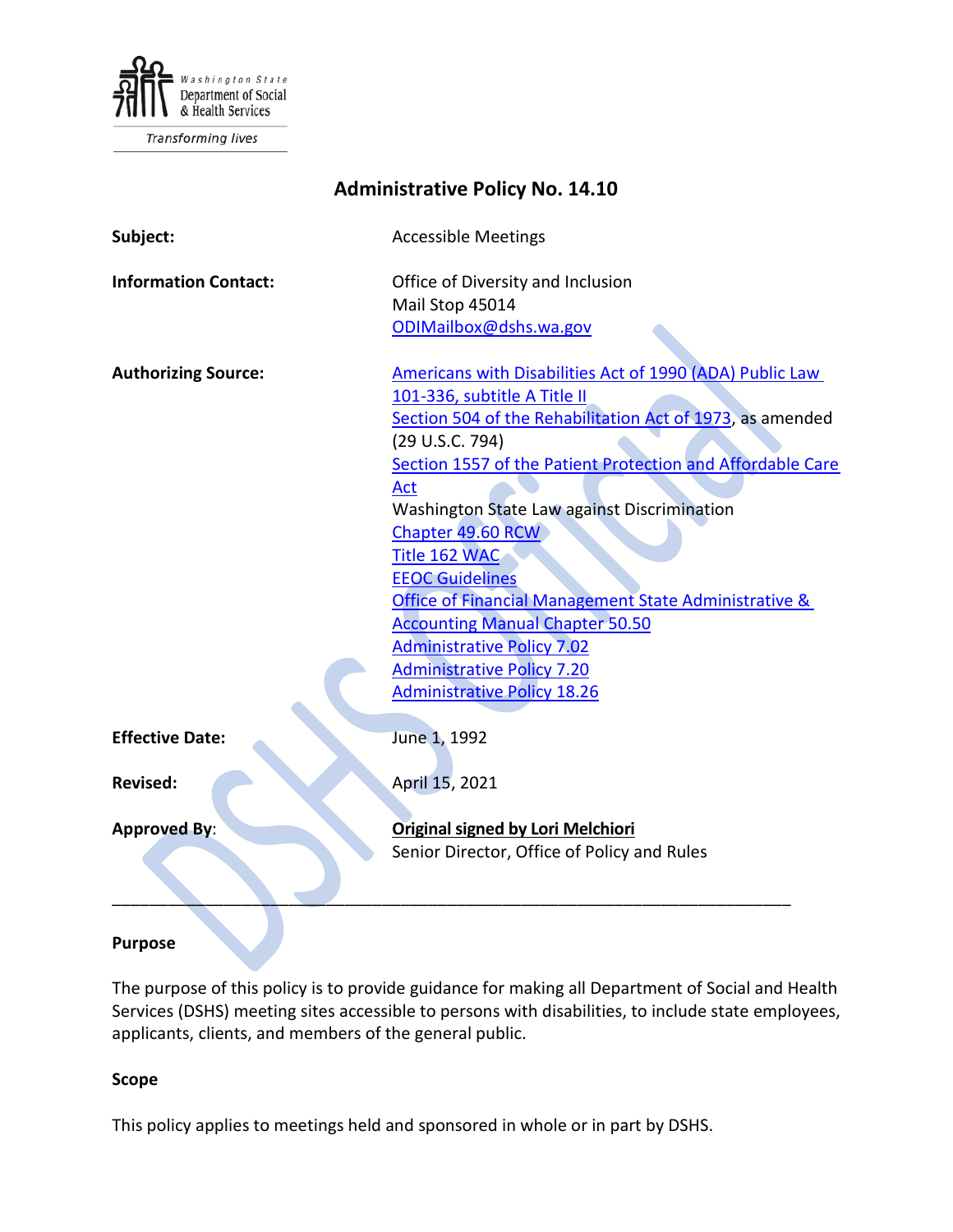Washington State Department of Social & Health Services

Transforming lives

# Administrative Policy No. 14.10

| | |
|---|---|
| **Subject:** | Accessible Meetings |
| **Information Contact:** | Office of Diversity and Inclusion<br>Mail Stop 45014<br>ODIMailbox@dshs.wa.gov |
| **Authorizing Source:** | Americans with Disabilities Act of 1990 (ADA) Public Law 101-336, subtitle A Title II<br>Section 504 of the Rehabilitation Act of 1973, as amended (29 U.S.C. 794)<br>Section 1557 of the Patient Protection and Affordable Care Act<br>Washington State Law against Discrimination<br>Chapter 49.60 RCW<br>Title 162 WAC<br>EEOC Guidelines<br>Office of Financial Management State Administrative & Accounting Manual Chapter 50.50<br>Administrative Policy 7.02<br>Administrative Policy 7.20<br>Administrative Policy 18.26 |
| **Effective Date:** | June 1, 1992 |
| **Revised:** | April 15, 2021 |
| **Approved By:** | **Original signed by Lori Melchiori**<br>Senior Director, Office of Policy and Rules |

---

### Purpose

The purpose of this policy is to provide guidance for making all Department of Social and Health Services (DSHS) meeting sites accessible to persons with disabilities, to include state employees, applicants, clients, and members of the general public.

### Scope

This policy applies to meetings held and sponsored in whole or in part by DSHS.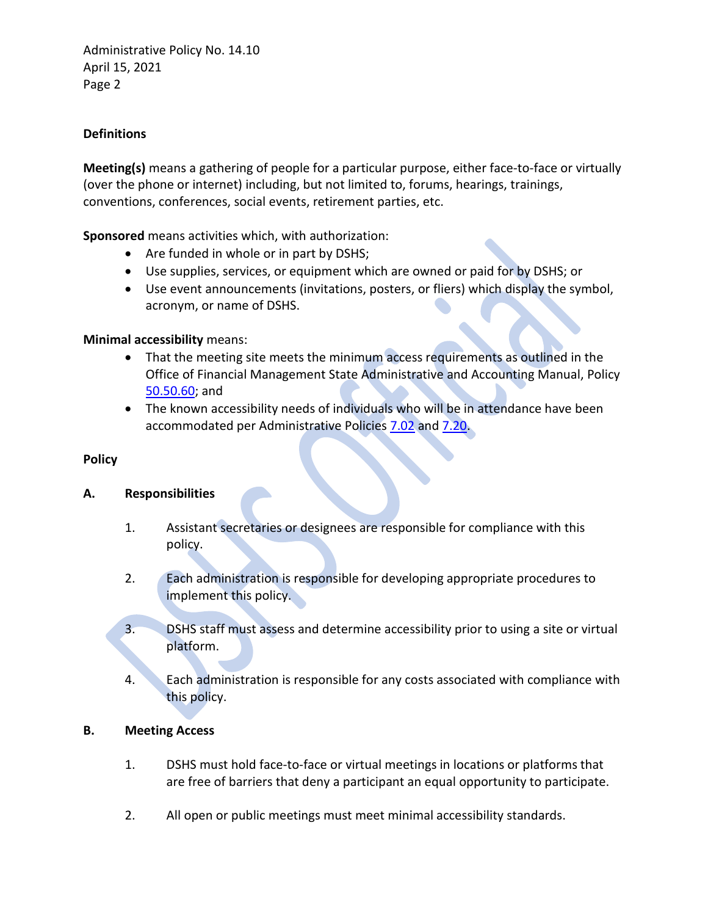## Definitions

**Meeting(s)** means a gathering of people for a particular purpose, either face-to-face or virtually (over the phone or internet) including, but not limited to, forums, hearings, trainings, conventions, conferences, social events, retirement parties, etc.

**Sponsored** means activities which, with authorization:

- Are funded in whole or in part by DSHS;
- Use supplies, services, or equipment which are owned or paid for by DSHS; or
- Use event announcements (invitations, posters, or fliers) which display the symbol, acronym, or name of DSHS.

**Minimal accessibility** means:

- That the meeting site meets the minimum access requirements as outlined in the Office of Financial Management State Administrative and Accounting Manual, Policy 50.50.60; and
- The known accessibility needs of individuals who will be in attendance have been accommodated per Administrative Policies 7.02 and 7.20.

## Policy

### A. Responsibilities

1. Assistant secretaries or designees are responsible for compliance with this policy.

2. Each administration is responsible for developing appropriate procedures to implement this policy.

3. DSHS staff must assess and determine accessibility prior to using a site or virtual platform.

4. Each administration is responsible for any costs associated with compliance with this policy.

### B. Meeting Access

1. DSHS must hold face-to-face or virtual meetings in locations or platforms that are free of barriers that deny a participant an equal opportunity to participate.

2. All open or public meetings must meet minimal accessibility standards.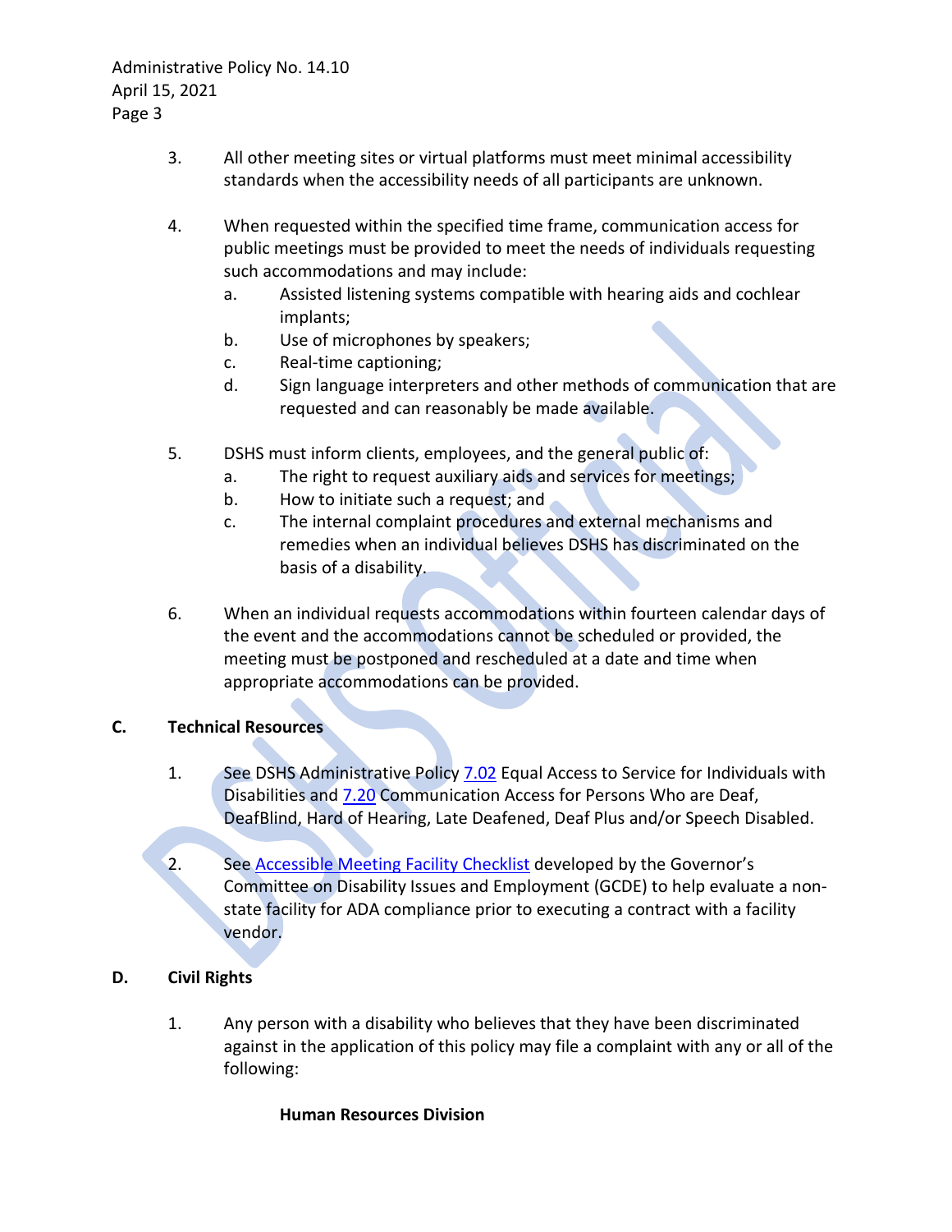3. All other meeting sites or virtual platforms must meet minimal accessibility standards when the accessibility needs of all participants are unknown.

4. When requested within the specified time frame, communication access for public meetings must be provided to meet the needs of individuals requesting such accommodations and may include:
   a. Assisted listening systems compatible with hearing aids and cochlear implants;
   b. Use of microphones by speakers;
   c. Real-time captioning;
   d. Sign language interpreters and other methods of communication that are requested and can reasonably be made available.

5. DSHS must inform clients, employees, and the general public of:
   a. The right to request auxiliary aids and services for meetings;
   b. How to initiate such a request; and
   c. The internal complaint procedures and external mechanisms and remedies when an individual believes DSHS has discriminated on the basis of a disability.

6. When an individual requests accommodations within fourteen calendar days of the event and the accommodations cannot be scheduled or provided, the meeting must be postponed and rescheduled at a date and time when appropriate accommodations can be provided.

## C. Technical Resources

1. See DSHS Administrative Policy 7.02 Equal Access to Service for Individuals with Disabilities and 7.20 Communication Access for Persons Who are Deaf, DeafBlind, Hard of Hearing, Late Deafened, Deaf Plus and/or Speech Disabled.

2. See Accessible Meeting Facility Checklist developed by the Governor's Committee on Disability Issues and Employment (GCDE) to help evaluate a non-state facility for ADA compliance prior to executing a contract with a facility vendor.

## D. Civil Rights

1. Any person with a disability who believes that they have been discriminated against in the application of this policy may file a complaint with any or all of the following:

   **Human Resources Division**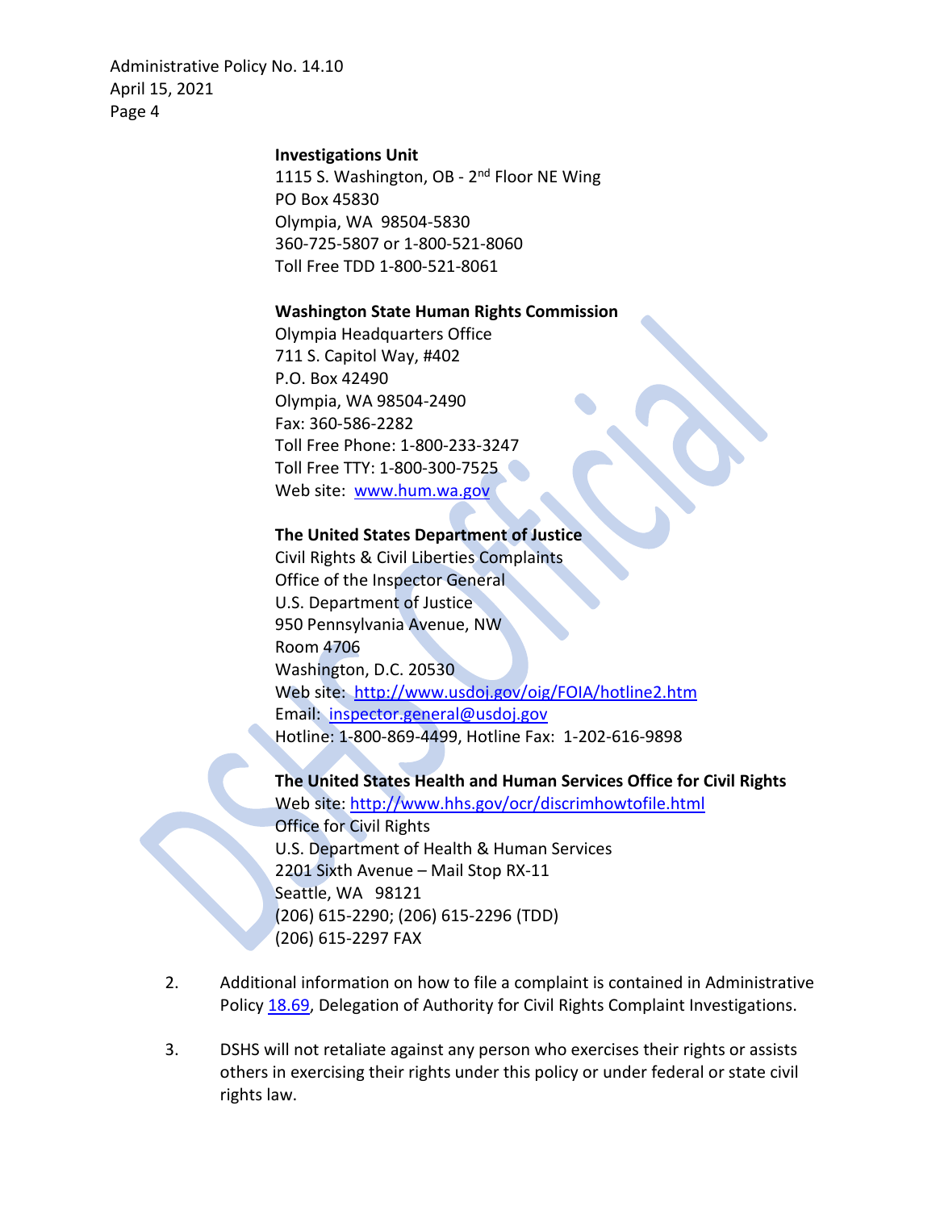**Investigations Unit**
1115 S. Washington, OB - 2nd Floor NE Wing
PO Box 45830
Olympia, WA 98504-5830
360-725-5807 or 1-800-521-8060
Toll Free TDD 1-800-521-8061

**Washington State Human Rights Commission**
Olympia Headquarters Office
711 S. Capitol Way, #402
P.O. Box 42490
Olympia, WA 98504-2490
Fax: 360-586-2282
Toll Free Phone: 1-800-233-3247
Toll Free TTY: 1-800-300-7525
Web site: [www.hum.wa.gov](www.hum.wa.gov)

**The United States Department of Justice**
Civil Rights & Civil Liberties Complaints
Office of the Inspector General
U.S. Department of Justice
950 Pennsylvania Avenue, NW
Room 4706
Washington, D.C. 20530
Web site: [http://www.usdoj.gov/oig/FOIA/hotline2.htm](http://www.usdoj.gov/oig/FOIA/hotline2.htm)
Email: [inspector.general@usdoj.gov](mailto:inspector.general@usdoj.gov)
Hotline: 1-800-869-4499, Hotline Fax: 1-202-616-9898

**The United States Health and Human Services Office for Civil Rights**
Web site: [http://www.hhs.gov/ocr/discrimhowtofile.html](http://www.hhs.gov/ocr/discrimhowtofile.html)
Office for Civil Rights
U.S. Department of Health & Human Services
2201 Sixth Avenue – Mail Stop RX-11
Seattle, WA 98121
(206) 615-2290; (206) 615-2296 (TDD)
(206) 615-2297 FAX

2. Additional information on how to file a complaint is contained in Administrative Policy 18.69, Delegation of Authority for Civil Rights Complaint Investigations.

3. DSHS will not retaliate against any person who exercises their rights or assists others in exercising their rights under this policy or under federal or state civil rights law.